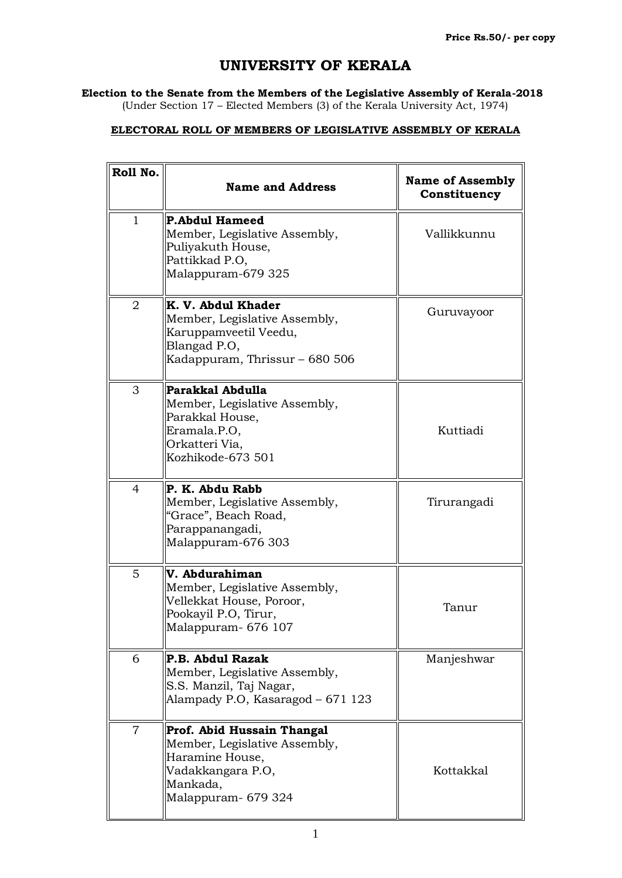**Price Rs.50/- per copy**

# UNIVERSITY OF KERALA

**Election to the Senate from the Members of the Legislative Assembly of Kerala-2018**
(Under Section 17 – Elected Members (3) of the Kerala University Act, 1974)

**ELECTORAL ROLL OF MEMBERS OF LEGISLATIVE ASSEMBLY OF KERALA**

| Roll No. | Name and Address | Name of Assembly Constituency |
|---|---|---|
| 1 | **P.Abdul Hameed**<br>Member, Legislative Assembly,<br>Puliyakuth House,<br>Pattikkad P.O,<br>Malappuram-679 325 | Vallikkunnu |
| 2 | **K. V. Abdul Khader**<br>Member, Legislative Assembly,<br>Karuppamveetil Veedu,<br>Blangad P.O,<br>Kadappuram, Thrissur – 680 506 | Guruvayoor |
| 3 | **Parakkal Abdulla**<br>Member, Legislative Assembly,<br>Parakkal House,<br>Eramala.P.O,<br>Orkatteri Via,<br>Kozhikode-673 501 | Kuttiadi |
| 4 | **P. K. Abdu Rabb**<br>Member, Legislative Assembly,<br>"Grace", Beach Road,<br>Parappanangadi,<br>Malappuram-676 303 | Tirurangadi |
| 5 | **V. Abdurahiman**<br>Member, Legislative Assembly,<br>Vellekkat House, Poroor,<br>Pookayil P.O, Tirur,<br>Malappuram- 676 107 | Tanur |
| 6 | **P.B. Abdul Razak**<br>Member, Legislative Assembly,<br>S.S. Manzil, Taj Nagar,<br>Alampady P.O, Kasaragod – 671 123 | Manjeshwar |
| 7 | **Prof. Abid Hussain Thangal**<br>Member, Legislative Assembly,<br>Haramine House,<br>Vadakkangara P.O,<br>Mankada,<br>Malappuram- 679 324 | Kottakkal |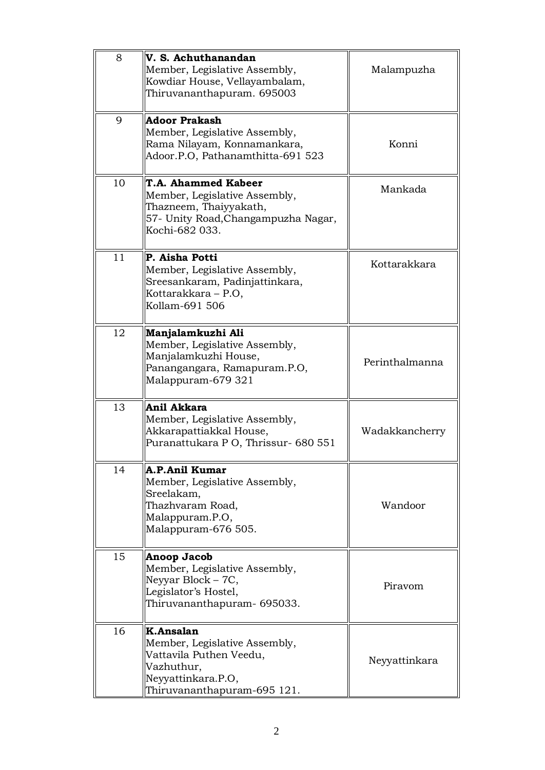| | | |
|---|---|---|
| 8 | **V. S. Achuthanandan**<br>Member, Legislative Assembly,<br>Kowdiar House, Vellayambalam,<br>Thiruvananthapuram. 695003 | Malampuzha |
| 9 | **Adoor Prakash**<br>Member, Legislative Assembly,<br>Rama Nilayam, Konnamankara,<br>Adoor.P.O, Pathanamthitta-691 523 | Konni |
| 10 | **T.A. Ahammed Kabeer**<br>Member, Legislative Assembly,<br>Thazneem, Thaiyyakath,<br>57- Unity Road,Changampuzha Nagar,<br>Kochi-682 033. | Mankada |
| 11 | **P. Aisha Potti**<br>Member, Legislative Assembly,<br>Sreesankaram, Padinjattinkara,<br>Kottarakkara – P.O,<br>Kollam-691 506 | Kottarakkara |
| 12 | **Manjalamkuzhi Ali**<br>Member, Legislative Assembly,<br>Manjalamkuzhi House,<br>Panangangara, Ramapuram.P.O,<br>Malappuram-679 321 | Perinthalmanna |
| 13 | **Anil Akkara**<br>Member, Legislative Assembly,<br>Akkarapattiakkal House,<br>Puranattukara P O, Thrissur- 680 551 | Wadakkancherry |
| 14 | **A.P.Anil Kumar**<br>Member, Legislative Assembly,<br>Sreelakam,<br>Thazhvaram Road,<br>Malappuram.P.O,<br>Malappuram-676 505. | Wandoor |
| 15 | **Anoop Jacob**<br>Member, Legislative Assembly,<br>Neyyar Block – 7C,<br>Legislator's Hostel,<br>Thiruvananthapuram- 695033. | Piravom |
| 16 | **K.Ansalan**<br>Member, Legislative Assembly,<br>Vattavila Puthen Veedu,<br>Vazhuthur,<br>Neyyattinkara.P.O,<br>Thiruvananthapuram-695 121. | Neyyattinkara |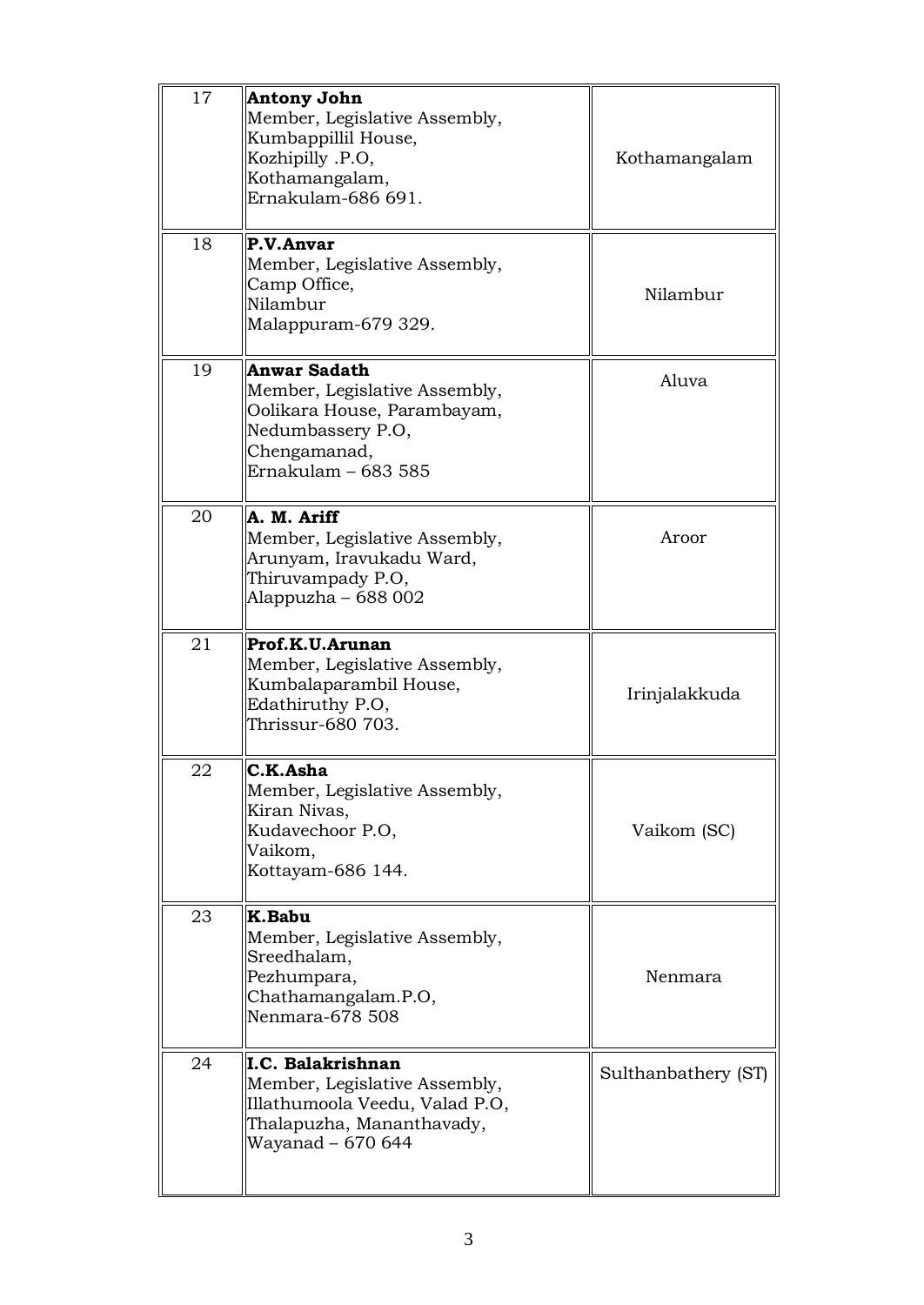| | | |
|---|---|---|
| 17 | **Antony John**<br>Member, Legislative Assembly,<br>Kumbappillil House,<br>Kozhipilly .P.O,<br>Kothamangalam,<br>Ernakulam-686 691. | Kothamangalam |
| 18 | **P.V.Anvar**<br>Member, Legislative Assembly,<br>Camp Office,<br>Nilambur<br>Malappuram-679 329. | Nilambur |
| 19 | **Anwar Sadath**<br>Member, Legislative Assembly,<br>Oolikara House, Parambayam,<br>Nedumbassery P.O,<br>Chengamanad,<br>Ernakulam – 683 585 | Aluva |
| 20 | **A. M. Ariff**<br>Member, Legislative Assembly,<br>Arunyam, Iravukadu Ward,<br>Thiruvampady P.O,<br>Alappuzha – 688 002 | Aroor |
| 21 | **Prof.K.U.Arunan**<br>Member, Legislative Assembly,<br>Kumbalaparambil House,<br>Edathiruthy P.O,<br>Thrissur-680 703. | Irinjalakkuda |
| 22 | **C.K.Asha**<br>Member, Legislative Assembly,<br>Kiran Nivas,<br>Kudavechoor P.O,<br>Vaikom,<br>Kottayam-686 144. | Vaikom (SC) |
| 23 | **K.Babu**<br>Member, Legislative Assembly,<br>Sreedhalam,<br>Pezhumpara,<br>Chathamangalam.P.O,<br>Nenmara-678 508 | Nenmara |
| 24 | **I.C. Balakrishnan**<br>Member, Legislative Assembly,<br>Illathumoola Veedu, Valad P.O,<br>Thalapuzha, Mananthavady,<br>Wayanad – 670 644 | Sulthanbathery (ST) |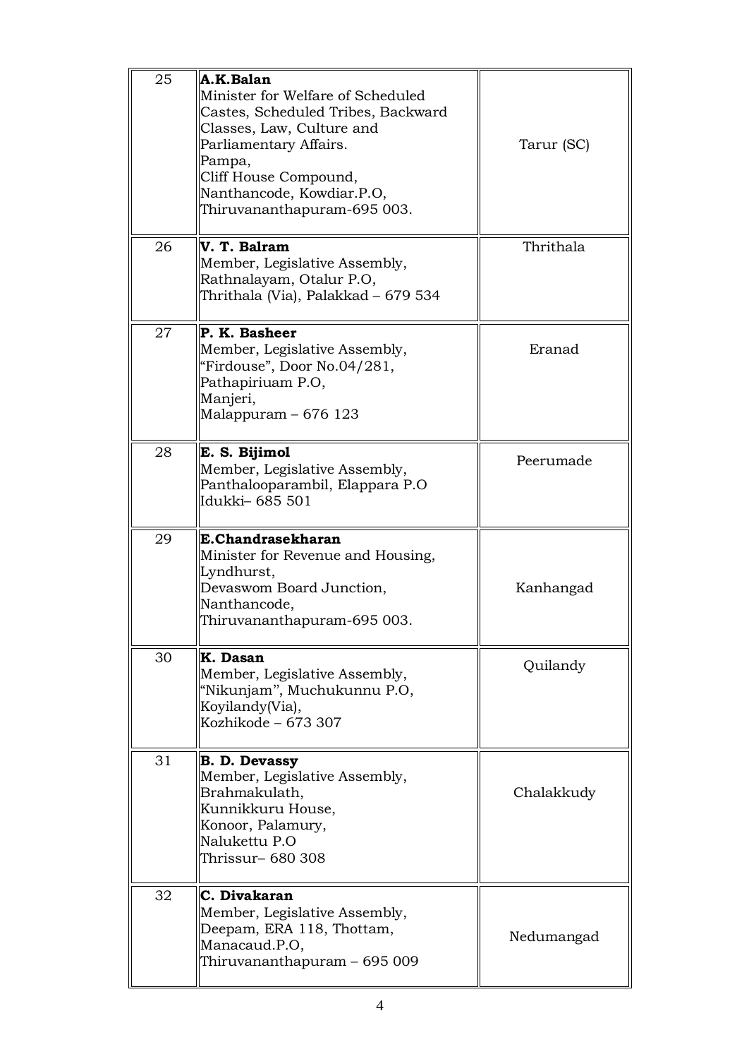| | | |
|---|---|---|
| 25 | **A.K.Balan**<br>Minister for Welfare of Scheduled Castes, Scheduled Tribes, Backward Classes, Law, Culture and Parliamentary Affairs.<br>Pampa,<br>Cliff House Compound,<br>Nanthancode, Kowdiar.P.O,<br>Thiruvananthapuram-695 003. | Tarur (SC) |
| 26 | **V. T. Balram**<br>Member, Legislative Assembly,<br>Rathnalayam, Otalur P.O,<br>Thrithala (Via), Palakkad – 679 534 | Thrithala |
| 27 | **P. K. Basheer**<br>Member, Legislative Assembly,<br>"Firdouse", Door No.04/281,<br>Pathapiriuam P.O,<br>Manjeri,<br>Malappuram – 676 123 | Eranad |
| 28 | **E. S. Bijimol**<br>Member, Legislative Assembly,<br>Panthalooparambil, Elappara P.O<br>Idukki– 685 501 | Peerumade |
| 29 | **E.Chandrasekharan**<br>Minister for Revenue and Housing,<br>Lyndhurst,<br>Devaswom Board Junction,<br>Nanthancode,<br>Thiruvananthapuram-695 003. | Kanhangad |
| 30 | **K. Dasan**<br>Member, Legislative Assembly,<br>"Nikunjam", Muchukunnu P.O,<br>Koyilandy(Via),<br>Kozhikode – 673 307 | Quilandy |
| 31 | **B. D. Devassy**<br>Member, Legislative Assembly,<br>Brahmakulath,<br>Kunnikkuru House,<br>Konoor, Palamury,<br>Nalukettu P.O<br>Thrissur– 680 308 | Chalakkudy |
| 32 | **C. Divakaran**<br>Member, Legislative Assembly,<br>Deepam, ERA 118, Thottam,<br>Manacaud.P.O,<br>Thiruvananthapuram – 695 009 | Nedumangad |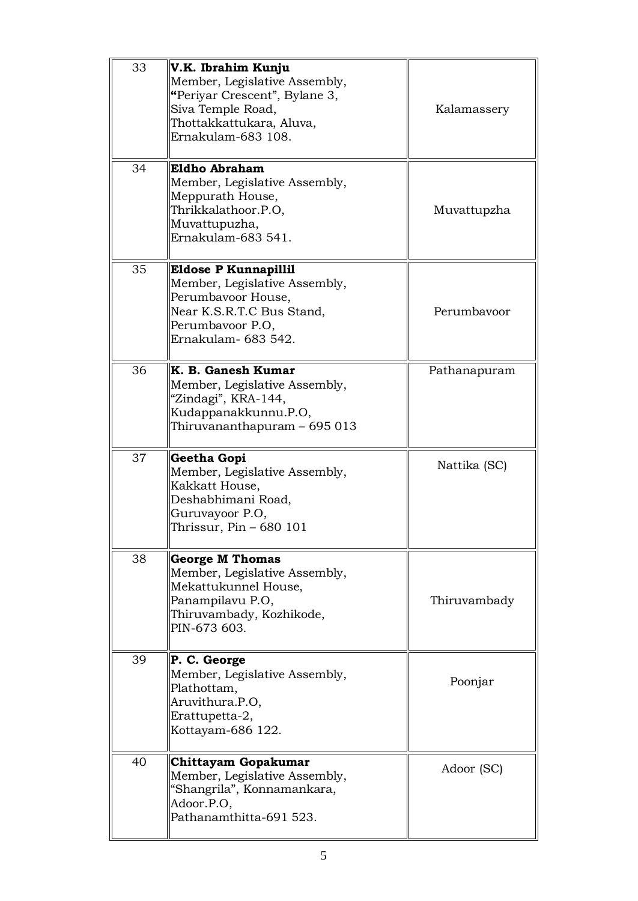| | | |
|---|---|---|
| 33 | **V.K. Ibrahim Kunju**<br>Member, Legislative Assembly,<br>"Periyar Crescent", Bylane 3,<br>Siva Temple Road,<br>Thottakkattukara, Aluva,<br>Ernakulam-683 108. | Kalamassery |
| 34 | **Eldho Abraham**<br>Member, Legislative Assembly,<br>Meppurath House,<br>Thrikkalathoor.P.O,<br>Muvattupuzha,<br>Ernakulam-683 541. | Muvattupzha |
| 35 | **Eldose P Kunnapillil**<br>Member, Legislative Assembly,<br>Perumbavoor House,<br>Near K.S.R.T.C Bus Stand,<br>Perumbavoor P.O,<br>Ernakulam- 683 542. | Perumbavoor |
| 36 | **K. B. Ganesh Kumar**<br>Member, Legislative Assembly,<br>"Zindagi", KRA-144,<br>Kudappanakkunnu.P.O,<br>Thiruvananthapuram – 695 013 | Pathanapuram |
| 37 | **Geetha Gopi**<br>Member, Legislative Assembly,<br>Kakkatt House,<br>Deshabhimani Road,<br>Guruvayoor P.O,<br>Thrissur, Pin – 680 101 | Nattika (SC) |
| 38 | **George M Thomas**<br>Member, Legislative Assembly,<br>Mekattukunnel House,<br>Panampilavu P.O,<br>Thiruvambady, Kozhikode,<br>PIN-673 603. | Thiruvambady |
| 39 | **P. C. George**<br>Member, Legislative Assembly,<br>Plathottam,<br>Aruvithura.P.O,<br>Erattupetta-2,<br>Kottayam-686 122. | Poonjar |
| 40 | **Chittayam Gopakumar**<br>Member, Legislative Assembly,<br>"Shangrila", Konnamankara,<br>Adoor.P.O,<br>Pathanamthitta-691 523. | Adoor (SC) |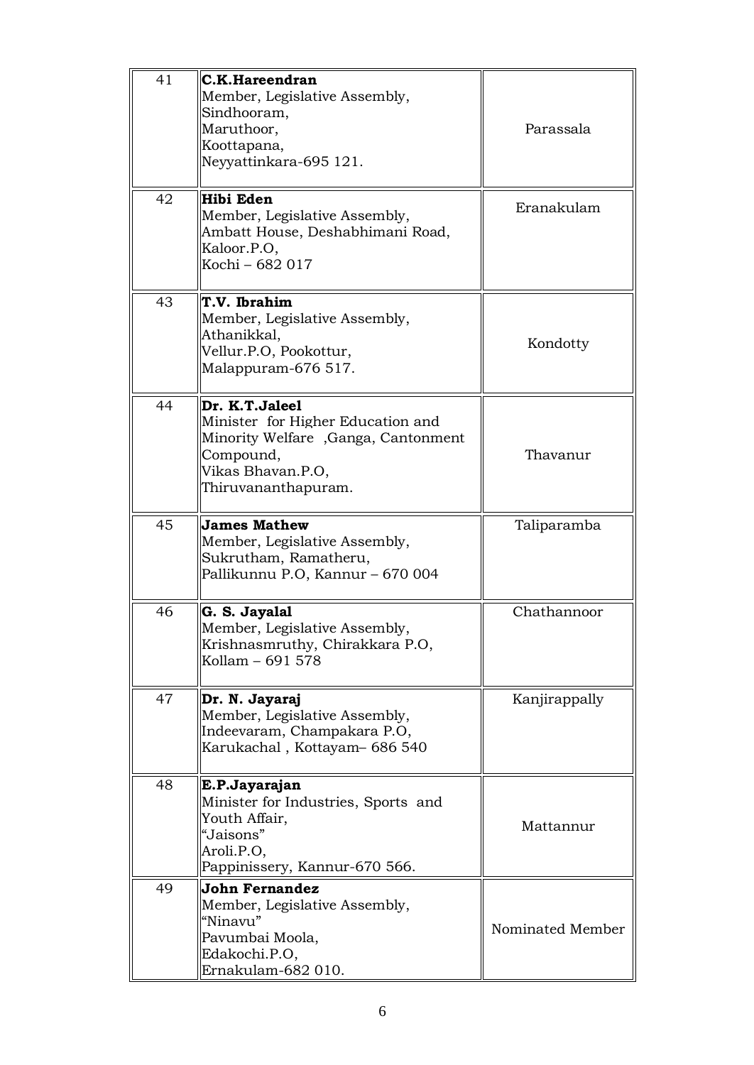| | | |
|---|---|---|
| 41 | **C.K.Hareendran**<br>Member, Legislative Assembly,<br>Sindhooram,<br>Maruthoor,<br>Koottapana,<br>Neyyattinkara-695 121. | Parassala |
| 42 | **Hibi Eden**<br>Member, Legislative Assembly,<br>Ambatt House, Deshabhimani Road,<br>Kaloor.P.O,<br>Kochi – 682 017 | Eranakulam |
| 43 | **T.V. Ibrahim**<br>Member, Legislative Assembly,<br>Athanikkal,<br>Vellur.P.O, Pookottur,<br>Malappuram-676 517. | Kondotty |
| 44 | **Dr. K.T.Jaleel**<br>Minister for Higher Education and Minority Welfare ,Ganga, Cantonment Compound,<br>Vikas Bhavan.P.O,<br>Thiruvananthapuram. | Thavanur |
| 45 | **James Mathew**<br>Member, Legislative Assembly,<br>Sukrutham, Ramatheru,<br>Pallikunnu P.O, Kannur – 670 004 | Taliparamba |
| 46 | **G. S. Jayalal**<br>Member, Legislative Assembly,<br>Krishnasmruthy, Chirakkara P.O,<br>Kollam – 691 578 | Chathannoor |
| 47 | **Dr. N. Jayaraj**<br>Member, Legislative Assembly,<br>Indeevaram, Champakara P.O,<br>Karukachal , Kottayam– 686 540 | Kanjirappally |
| 48 | **E.P.Jayarajan**<br>Minister for Industries, Sports and Youth Affair,<br>"Jaisons"<br>Aroli.P.O,<br>Pappinissery, Kannur-670 566. | Mattannur |
| 49 | **John Fernandez**<br>Member, Legislative Assembly,<br>"Ninavu"<br>Pavumbai Moola,<br>Edakochi.P.O,<br>Ernakulam-682 010. | Nominated Member |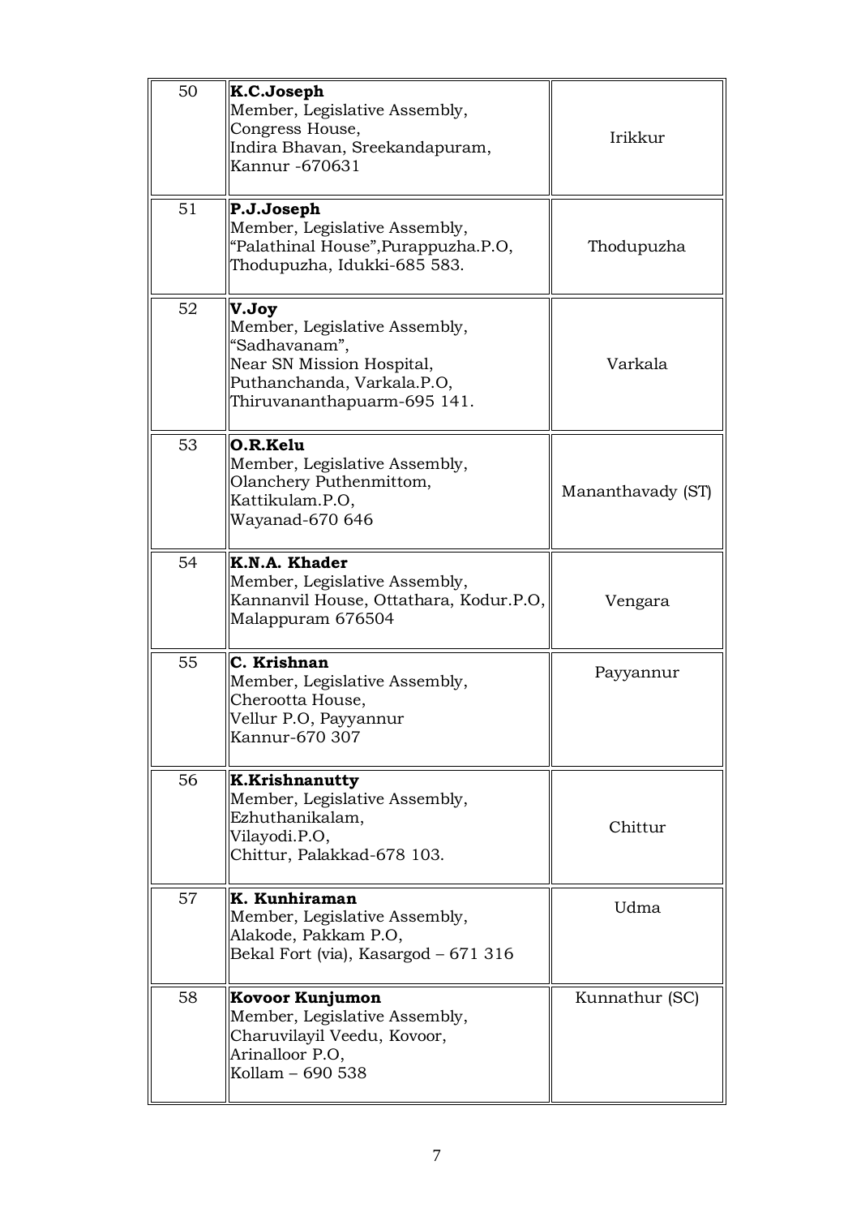| | | |
|---|---|---|
| 50 | **K.C.Joseph**<br>Member, Legislative Assembly,<br>Congress House,<br>Indira Bhavan, Sreekandapuram,<br>Kannur -670631 | Irikkur |
| 51 | **P.J.Joseph**<br>Member, Legislative Assembly,<br>"Palathinal House",Purappuzha.P.O,<br>Thodupuzha, Idukki-685 583. | Thodupuzha |
| 52 | **V.Joy**<br>Member, Legislative Assembly,<br>"Sadhavanam",<br>Near SN Mission Hospital,<br>Puthanchanda, Varkala.P.O,<br>Thiruvananthapuarm-695 141. | Varkala |
| 53 | **O.R.Kelu**<br>Member, Legislative Assembly,<br>Olanchery Puthenmittom,<br>Kattikulam.P.O,<br>Wayanad-670 646 | Mananthavady (ST) |
| 54 | **K.N.A. Khader**<br>Member, Legislative Assembly,<br>Kannanvil House, Ottathara, Kodur.P.O,<br>Malappuram 676504 | Vengara |
| 55 | **C. Krishnan**<br>Member, Legislative Assembly,<br>Cherootta House,<br>Vellur P.O, Payyannur<br>Kannur-670 307 | Payyannur |
| 56 | **K.Krishnanutty**<br>Member, Legislative Assembly,<br>Ezhuthanikalam,<br>Vilayodi.P.O,<br>Chittur, Palakkad-678 103. | Chittur |
| 57 | **K. Kunhiraman**<br>Member, Legislative Assembly,<br>Alakode, Pakkam P.O,<br>Bekal Fort (via), Kasargod – 671 316 | Udma |
| 58 | **Kovoor Kunjumon**<br>Member, Legislative Assembly,<br>Charuvilayil Veedu, Kovoor,<br>Arinalloor P.O,<br>Kollam – 690 538 | Kunnathur (SC) |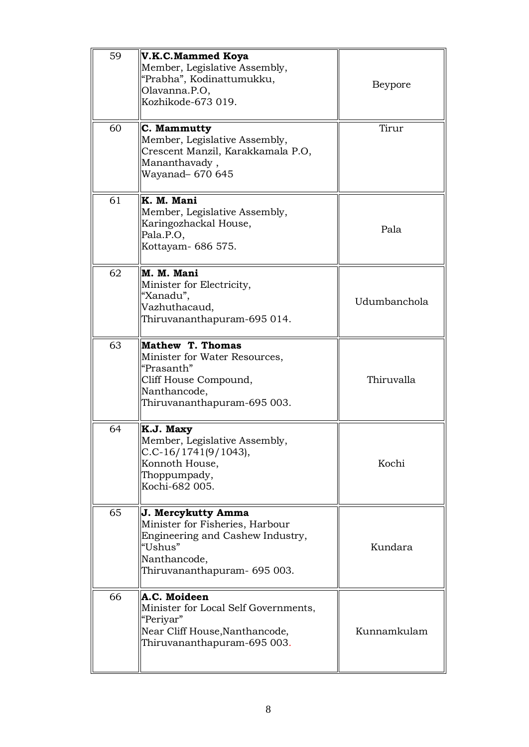| | | |
|---|---|---|
| 59 | **V.K.C.Mammed Koya**<br>Member, Legislative Assembly,<br>"Prabha", Kodinattumukku,<br>Olavanna.P.O,<br>Kozhikode-673 019. | Beypore |
| 60 | **C. Mammutty**<br>Member, Legislative Assembly,<br>Crescent Manzil, Karakkamala P.O,<br>Mananthavady ,<br>Wayanad– 670 645 | Tirur |
| 61 | **K. M. Mani**<br>Member, Legislative Assembly,<br>Karingozhackal House,<br>Pala.P.O,<br>Kottayam- 686 575. | Pala |
| 62 | **M. M. Mani**<br>Minister for Electricity,<br>"Xanadu",<br>Vazhuthacaud,<br>Thiruvananthapuram-695 014. | Udumbanchola |
| 63 | **Mathew T. Thomas**<br>Minister for Water Resources,<br>"Prasanth"<br>Cliff House Compound,<br>Nanthancode,<br>Thiruvananthapuram-695 003. | Thiruvalla |
| 64 | **K.J. Maxy**<br>Member, Legislative Assembly,<br>C.C-16/1741(9/1043),<br>Konnoth House,<br>Thoppumpady,<br>Kochi-682 005. | Kochi |
| 65 | **J. Mercykutty Amma**<br>Minister for Fisheries, Harbour<br>Engineering and Cashew Industry,<br>"Ushus"<br>Nanthancode,<br>Thiruvananthapuram- 695 003. | Kundara |
| 66 | **A.C. Moideen**<br>Minister for Local Self Governments,<br>"Periyar"<br>Near Cliff House,Nanthancode,<br>Thiruvananthapuram-695 003. | Kunnamkulam |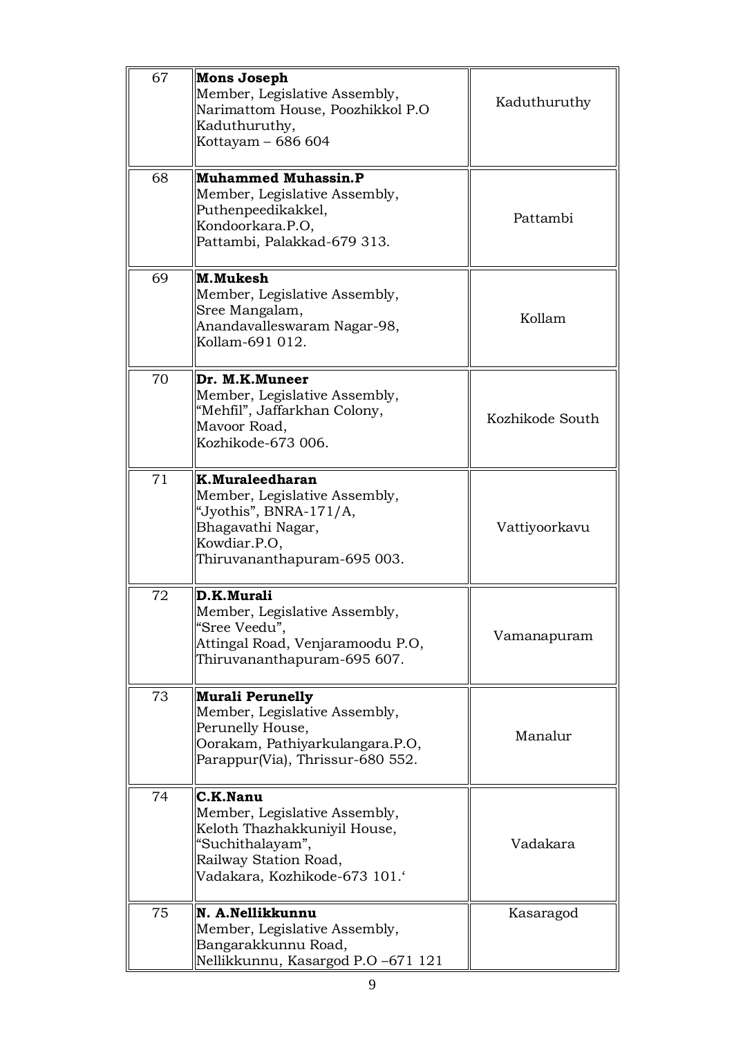| 67 | **Mons Joseph**<br>Member, Legislative Assembly,<br>Narimattom House, Poozhikkol P.O<br>Kaduthuruthy,<br>Kottayam – 686 604 | Kaduthuruthy |
|---|---|---|
| 68 | **Muhammed Muhassin.P**<br>Member, Legislative Assembly,<br>Puthenpeedikakkel,<br>Kondoorkara.P.O,<br>Pattambi, Palakkad-679 313. | Pattambi |
| 69 | **M.Mukesh**<br>Member, Legislative Assembly,<br>Sree Mangalam,<br>Anandavalleswaram Nagar-98,<br>Kollam-691 012. | Kollam |
| 70 | **Dr. M.K.Muneer**<br>Member, Legislative Assembly,<br>"Mehfil", Jaffarkhan Colony,<br>Mavoor Road,<br>Kozhikode-673 006. | Kozhikode South |
| 71 | **K.Muraleedharan**<br>Member, Legislative Assembly,<br>"Jyothis", BNRA-171/A,<br>Bhagavathi Nagar,<br>Kowdiar.P.O,<br>Thiruvananthapuram-695 003. | Vattiyoorkavu |
| 72 | **D.K.Murali**<br>Member, Legislative Assembly,<br>"Sree Veedu",<br>Attingal Road, Venjaramoodu P.O,<br>Thiruvananthapuram-695 607. | Vamanapuram |
| 73 | **Murali Perunelly**<br>Member, Legislative Assembly,<br>Perunelly House,<br>Oorakam, Pathiyarkulangara.P.O,<br>Parappur(Via), Thrissur-680 552. | Manalur |
| 74 | **C.K.Nanu**<br>Member, Legislative Assembly,<br>Keloth Thazhakkuniyil House,<br>"Suchithalayam",<br>Railway Station Road,<br>Vadakara, Kozhikode-673 101.' | Vadakara |
| 75 | **N. A.Nellikkunnu**<br>Member, Legislative Assembly,<br>Bangarakkunnu Road,<br>Nellikkunnu, Kasargod P.O –671 121 | Kasaragod |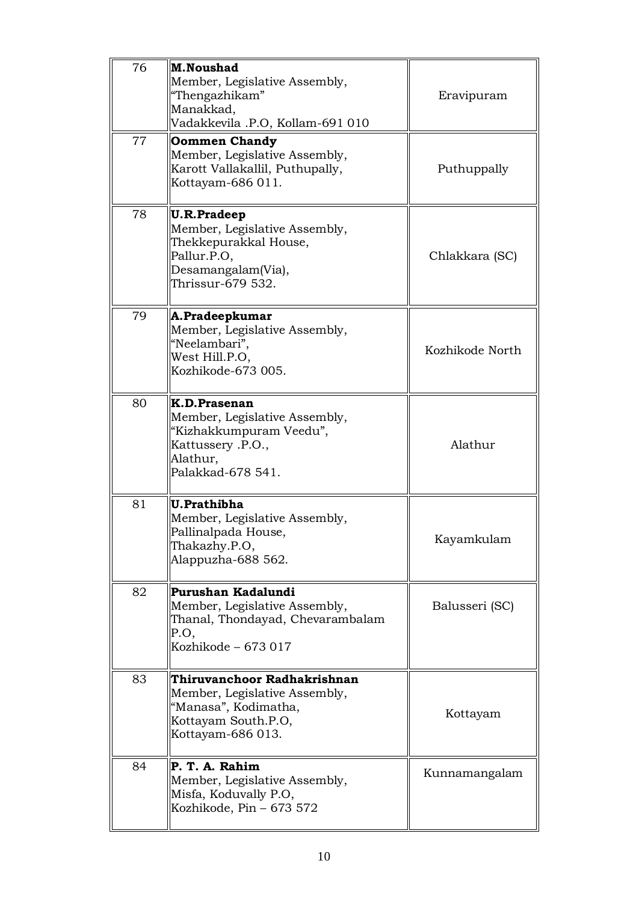| | | |
|---|---|---|
| 76 | **M.Noushad**<br>Member, Legislative Assembly,<br>"Thengazhikam"<br>Manakkad,<br>Vadakkevila .P.O, Kollam-691 010 | Eravipuram |
| 77 | **Oommen Chandy**<br>Member, Legislative Assembly,<br>Karott Vallakallil, Puthupally,<br>Kottayam-686 011. | Puthuppally |
| 78 | **U.R.Pradeep**<br>Member, Legislative Assembly,<br>Thekkepurakkal House,<br>Pallur.P.O,<br>Desamangalam(Via),<br>Thrissur-679 532. | Chlakkara (SC) |
| 79 | **A.Pradeepkumar**<br>Member, Legislative Assembly,<br>"Neelambari",<br>West Hill.P.O,<br>Kozhikode-673 005. | Kozhikode North |
| 80 | **K.D.Prasenan**<br>Member, Legislative Assembly,<br>"Kizhakkumpuram Veedu",<br>Kattussery .P.O.,<br>Alathur,<br>Palakkad-678 541. | Alathur |
| 81 | **U.Prathibha**<br>Member, Legislative Assembly,<br>Pallinalpada House,<br>Thakazhy.P.O,<br>Alappuzha-688 562. | Kayamkulam |
| 82 | **Purushan Kadalundi**<br>Member, Legislative Assembly,<br>Thanal, Thondayad, Chevarambalam P.O,<br>Kozhikode – 673 017 | Balusseri (SC) |
| 83 | **Thiruvanchoor Radhakrishnan**<br>Member, Legislative Assembly,<br>"Manasa", Kodimatha,<br>Kottayam South.P.O,<br>Kottayam-686 013. | Kottayam |
| 84 | **P. T. A. Rahim**<br>Member, Legislative Assembly,<br>Misfa, Koduvally P.O,<br>Kozhikode, Pin – 673 572 | Kunnamangalam |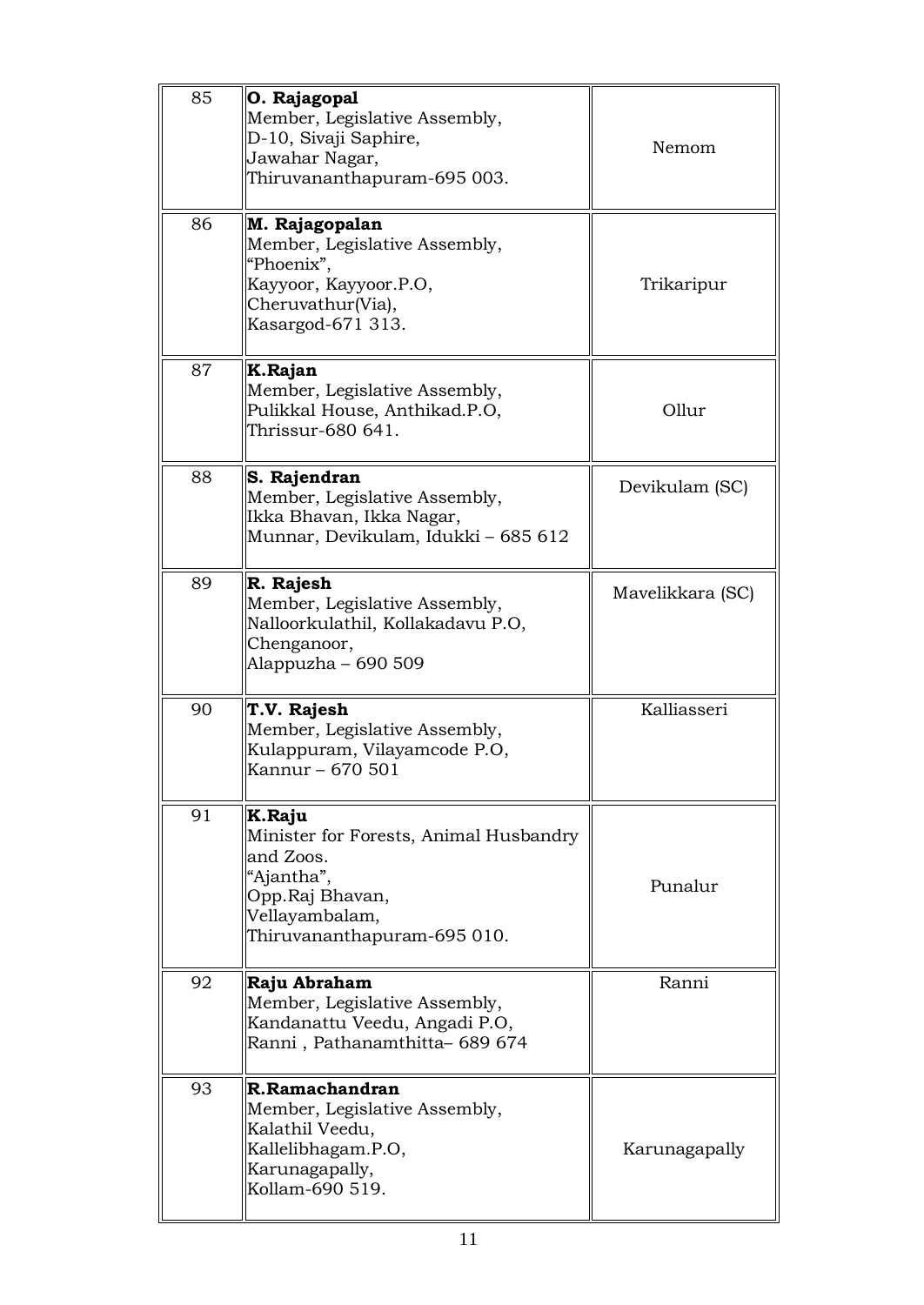| | | |
|---|---|---|
| 85 | **O. Rajagopal**<br>Member, Legislative Assembly,<br>D-10, Sivaji Saphire,<br>Jawahar Nagar,<br>Thiruvananthapuram-695 003. | Nemom |
| 86 | **M. Rajagopalan**<br>Member, Legislative Assembly,<br>"Phoenix",<br>Kayyoor, Kayyoor.P.O,<br>Cheruvathur(Via),<br>Kasargod-671 313. | Trikaripur |
| 87 | **K.Rajan**<br>Member, Legislative Assembly,<br>Pulikkal House, Anthikad.P.O,<br>Thrissur-680 641. | Ollur |
| 88 | **S. Rajendran**<br>Member, Legislative Assembly,<br>Ikka Bhavan, Ikka Nagar,<br>Munnar, Devikulam, Idukki – 685 612 | Devikulam (SC) |
| 89 | **R. Rajesh**<br>Member, Legislative Assembly,<br>Nalloorkulathil, Kollakadavu P.O,<br>Chenganoor,<br>Alappuzha – 690 509 | Mavelikkara (SC) |
| 90 | **T.V. Rajesh**<br>Member, Legislative Assembly,<br>Kulappuram, Vilayamcode P.O,<br>Kannur – 670 501 | Kalliasseri |
| 91 | **K.Raju**<br>Minister for Forests, Animal Husbandry and Zoos.<br>"Ajantha",<br>Opp.Raj Bhavan,<br>Vellayambalam,<br>Thiruvananthapuram-695 010. | Punalur |
| 92 | **Raju Abraham**<br>Member, Legislative Assembly,<br>Kandanattu Veedu, Angadi P.O,<br>Ranni , Pathanamthitta– 689 674 | Ranni |
| 93 | **R.Ramachandran**<br>Member, Legislative Assembly,<br>Kalathil Veedu,<br>Kallelibhagam.P.O,<br>Karunagapally,<br>Kollam-690 519. | Karunagapally |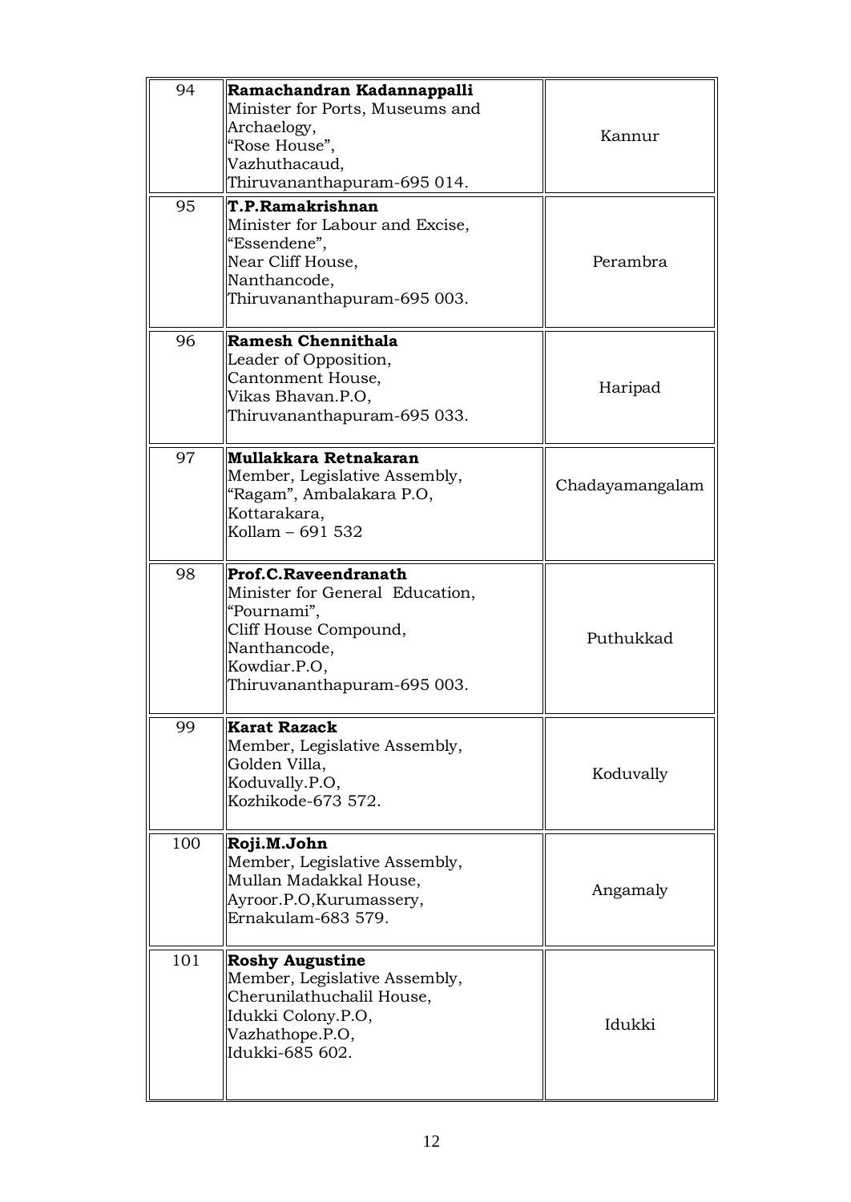| | | |
|---|---|---|
| 94 | **Ramachandran Kadannappalli**<br>Minister for Ports, Museums and Archaelogy,<br>"Rose House",<br>Vazhuthacaud,<br>Thiruvananthapuram-695 014. | Kannur |
| 95 | **T.P.Ramakrishnan**<br>Minister for Labour and Excise,<br>"Essendene",<br>Near Cliff House,<br>Nanthancode,<br>Thiruvananthapuram-695 003. | Perambra |
| 96 | **Ramesh Chennithala**<br>Leader of Opposition,<br>Cantonment House,<br>Vikas Bhavan.P.O,<br>Thiruvananthapuram-695 033. | Haripad |
| 97 | **Mullakkara Retnakaran**<br>Member, Legislative Assembly,<br>"Ragam", Ambalakara P.O,<br>Kottarakara,<br>Kollam – 691 532 | Chadayamangalam |
| 98 | **Prof.C.Raveendranath**<br>Minister for General Education,<br>"Pournami",<br>Cliff House Compound,<br>Nanthancode,<br>Kowdiar.P.O,<br>Thiruvananthapuram-695 003. | Puthukkad |
| 99 | **Karat Razack**<br>Member, Legislative Assembly,<br>Golden Villa,<br>Koduvally.P.O,<br>Kozhikode-673 572. | Koduvally |
| 100 | **Roji.M.John**<br>Member, Legislative Assembly,<br>Mullan Madakkal House,<br>Ayroor.P.O,Kurumassery,<br>Ernakulam-683 579. | Angamaly |
| 101 | **Roshy Augustine**<br>Member, Legislative Assembly,<br>Cherunilathuchalil House,<br>Idukki Colony.P.O,<br>Vazhathope.P.O,<br>Idukki-685 602. | Idukki |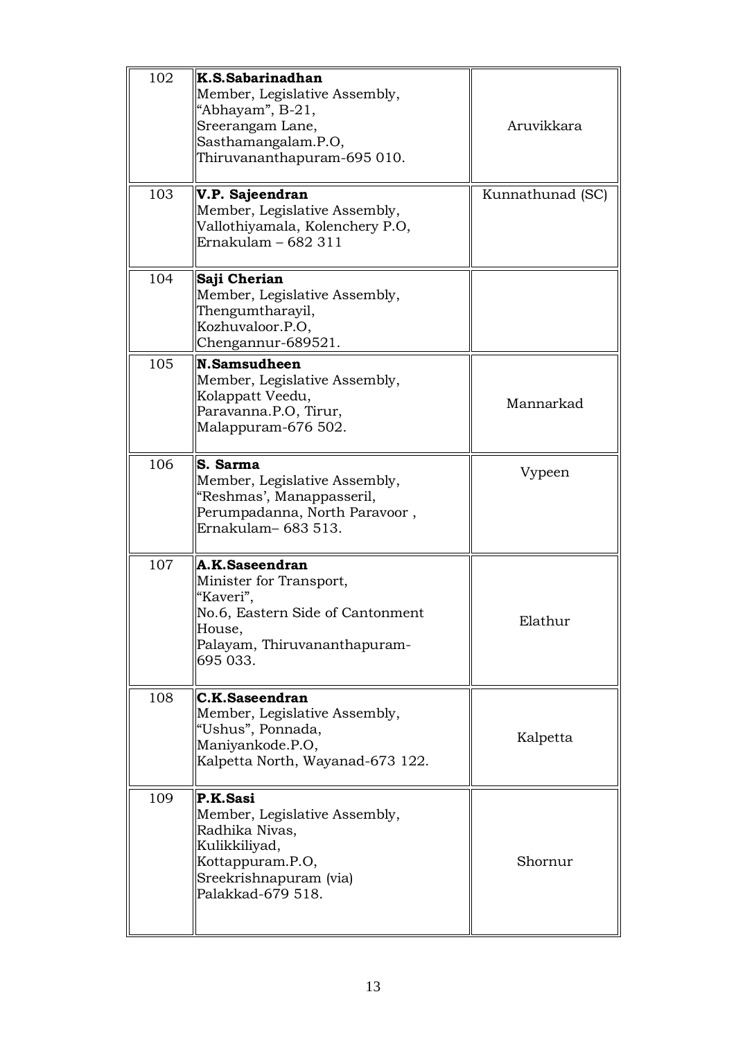| | | |
|---|---|---|
| 102 | **K.S.Sabarinadhan**<br>Member, Legislative Assembly,<br>"Abhayam", B-21,<br>Sreerangam Lane,<br>Sasthamangalam.P.O,<br>Thiruvananthapuram-695 010. | Aruvikkara |
| 103 | **V.P. Sajeendran**<br>Member, Legislative Assembly,<br>Vallothiyamala, Kolenchery P.O,<br>Ernakulam – 682 311 | Kunnathunad (SC) |
| 104 | **Saji Cherian**<br>Member, Legislative Assembly,<br>Thengumtharayil,<br>Kozhuvaloor.P.O,<br>Chengannur-689521. | |
| 105 | **N.Samsudheen**<br>Member, Legislative Assembly,<br>Kolappatt Veedu,<br>Paravanna.P.O, Tirur,<br>Malappuram-676 502. | Mannarkad |
| 106 | **S. Sarma**<br>Member, Legislative Assembly,<br>"Reshmas', Manappasseril,<br>Perumpadanna, North Paravoor ,<br>Ernakulam– 683 513. | Vypeen |
| 107 | **A.K.Saseendran**<br>Minister for Transport,<br>"Kaveri",<br>No.6, Eastern Side of Cantonment House,<br>Palayam, Thiruvananthapuram-695 033. | Elathur |
| 108 | **C.K.Saseendran**<br>Member, Legislative Assembly,<br>"Ushus", Ponnada,<br>Maniyankode.P.O,<br>Kalpetta North, Wayanad-673 122. | Kalpetta |
| 109 | **P.K.Sasi**<br>Member, Legislative Assembly,<br>Radhika Nivas,<br>Kulikkiliyad,<br>Kottappuram.P.O,<br>Sreekrishnapuram (via)<br>Palakkad-679 518. | Shornur |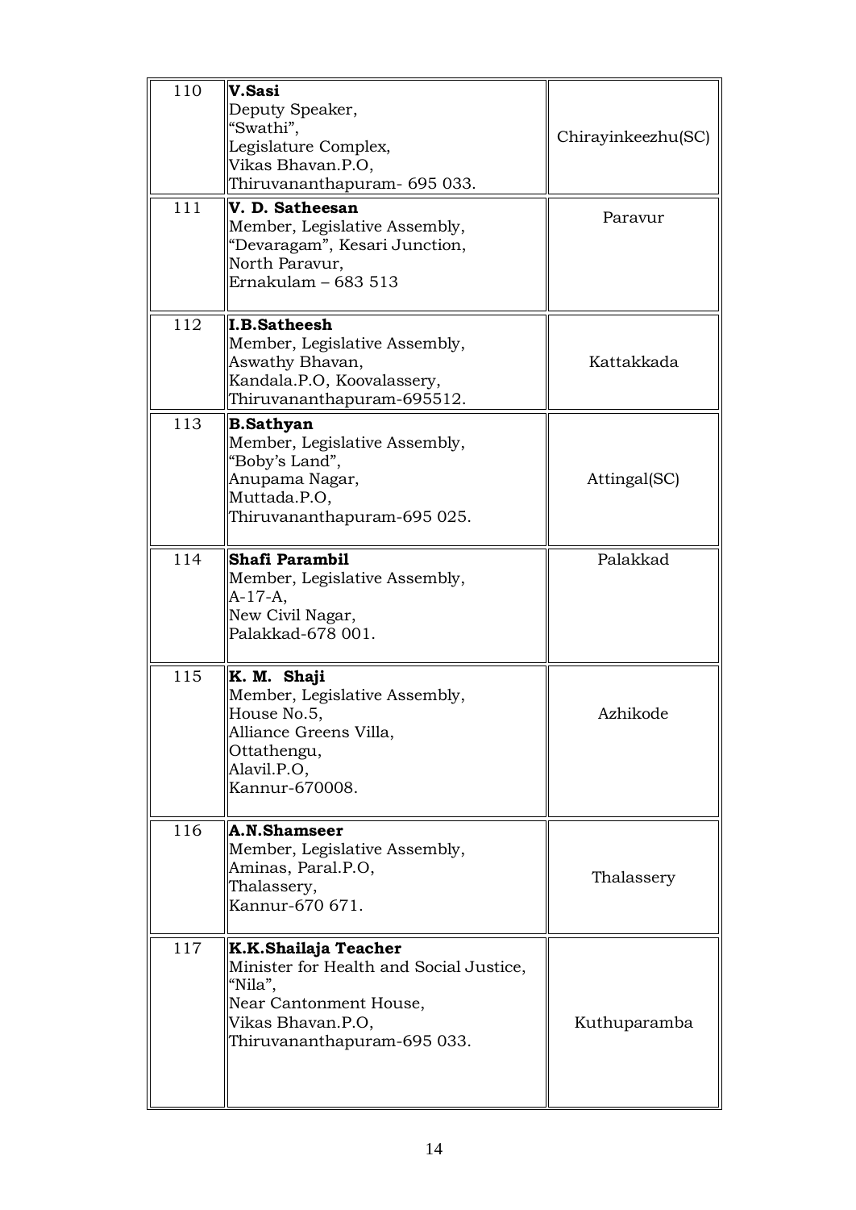| | | |
|---|---|---|
| 110 | **V.Sasi**<br>Deputy Speaker,<br>"Swathi",<br>Legislature Complex,<br>Vikas Bhavan.P.O,<br>Thiruvananthapuram- 695 033. | Chirayinkeezhu(SC) |
| 111 | **V. D. Satheesan**<br>Member, Legislative Assembly,<br>"Devaragam", Kesari Junction,<br>North Paravur,<br>Ernakulam – 683 513 | Paravur |
| 112 | **I.B.Satheesh**<br>Member, Legislative Assembly,<br>Aswathy Bhavan,<br>Kandala.P.O, Koovalassery,<br>Thiruvananthapuram-695512. | Kattakkada |
| 113 | **B.Sathyan**<br>Member, Legislative Assembly,<br>"Boby's Land",<br>Anupama Nagar,<br>Muttada.P.O,<br>Thiruvananthapuram-695 025. | Attingal(SC) |
| 114 | **Shafi Parambil**<br>Member, Legislative Assembly,<br>A-17-A,<br>New Civil Nagar,<br>Palakkad-678 001. | Palakkad |
| 115 | **K. M. Shaji**<br>Member, Legislative Assembly,<br>House No.5,<br>Alliance Greens Villa,<br>Ottathengu,<br>Alavil.P.O,<br>Kannur-670008. | Azhikode |
| 116 | **A.N.Shamseer**<br>Member, Legislative Assembly,<br>Aminas, Paral.P.O,<br>Thalassery,<br>Kannur-670 671. | Thalassery |
| 117 | **K.K.Shailaja Teacher**<br>Minister for Health and Social Justice,<br>"Nila",<br>Near Cantonment House,<br>Vikas Bhavan.P.O,<br>Thiruvananthapuram-695 033. | Kuthuparamba |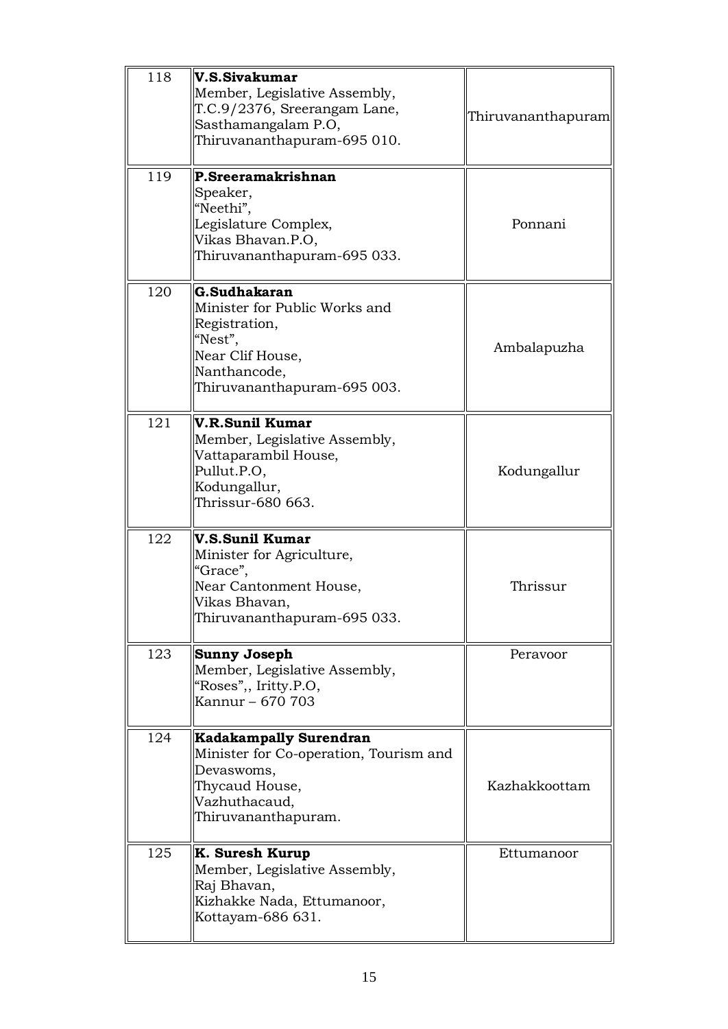| | | |
|---|---|---|
| 118 | **V.S.Sivakumar**<br>Member, Legislative Assembly,<br>T.C.9/2376, Sreerangam Lane,<br>Sasthamangalam P.O,<br>Thiruvananthapuram-695 010. | Thiruvananthapuram |
| 119 | **P.Sreeramakrishnan**<br>Speaker,<br>"Neethi",<br>Legislature Complex,<br>Vikas Bhavan.P.O,<br>Thiruvananthapuram-695 033. | Ponnani |
| 120 | **G.Sudhakaran**<br>Minister for Public Works and Registration,<br>"Nest",<br>Near Clif House,<br>Nanthancode,<br>Thiruvananthapuram-695 003. | Ambalapuzha |
| 121 | **V.R.Sunil Kumar**<br>Member, Legislative Assembly,<br>Vattaparambil House,<br>Pullut.P.O,<br>Kodungallur,<br>Thrissur-680 663. | Kodungallur |
| 122 | **V.S.Sunil Kumar**<br>Minister for Agriculture,<br>"Grace",<br>Near Cantonment House,<br>Vikas Bhavan,<br>Thiruvananthapuram-695 033. | Thrissur |
| 123 | **Sunny Joseph**<br>Member, Legislative Assembly,<br>"Roses",, Iritty.P.O,<br>Kannur – 670 703 | Peravoor |
| 124 | **Kadakampally Surendran**<br>Minister for Co-operation, Tourism and Devaswoms,<br>Thycaud House,<br>Vazhuthacaud,<br>Thiruvananthapuram. | Kazhakkoottam |
| 125 | **K. Suresh Kurup**<br>Member, Legislative Assembly,<br>Raj Bhavan,<br>Kizhakke Nada, Ettumanoor,<br>Kottayam-686 631. | Ettumanoor |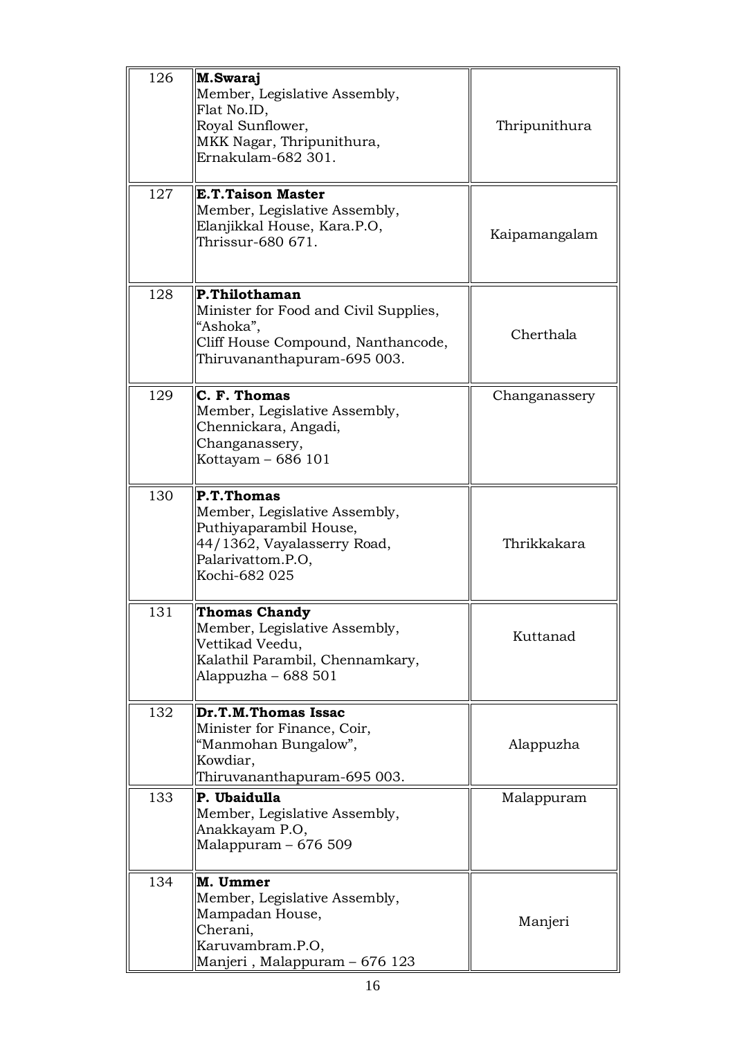| | | |
|---|---|---|
| 126 | **M.Swaraj**<br>Member, Legislative Assembly,<br>Flat No.ID,<br>Royal Sunflower,<br>MKK Nagar, Thripunithura,<br>Ernakulam-682 301. | Thripunithura |
| 127 | **E.T.Taison Master**<br>Member, Legislative Assembly,<br>Elanjikkal House, Kara.P.O,<br>Thrissur-680 671. | Kaipamangalam |
| 128 | **P.Thilothaman**<br>Minister for Food and Civil Supplies,<br>"Ashoka",<br>Cliff House Compound, Nanthancode,<br>Thiruvananthapuram-695 003. | Cherthala |
| 129 | **C. F. Thomas**<br>Member, Legislative Assembly,<br>Chennickara, Angadi,<br>Changanassery,<br>Kottayam – 686 101 | Changanassery |
| 130 | **P.T.Thomas**<br>Member, Legislative Assembly,<br>Puthiyaparambil House,<br>44/1362, Vayalasserry Road,<br>Palarivattom.P.O,<br>Kochi-682 025 | Thrikkakara |
| 131 | **Thomas Chandy**<br>Member, Legislative Assembly,<br>Vettikad Veedu,<br>Kalathil Parambil, Chennamkary,<br>Alappuzha – 688 501 | Kuttanad |
| 132 | **Dr.T.M.Thomas Issac**<br>Minister for Finance, Coir,<br>"Manmohan Bungalow",<br>Kowdiar,<br>Thiruvananthapuram-695 003. | Alappuzha |
| 133 | **P. Ubaidulla**<br>Member, Legislative Assembly,<br>Anakkayam P.O,<br>Malappuram – 676 509 | Malappuram |
| 134 | **M. Ummer**<br>Member, Legislative Assembly,<br>Mampadan House,<br>Cherani,<br>Karuvambram.P.O,<br>Manjeri , Malappuram – 676 123 | Manjeri |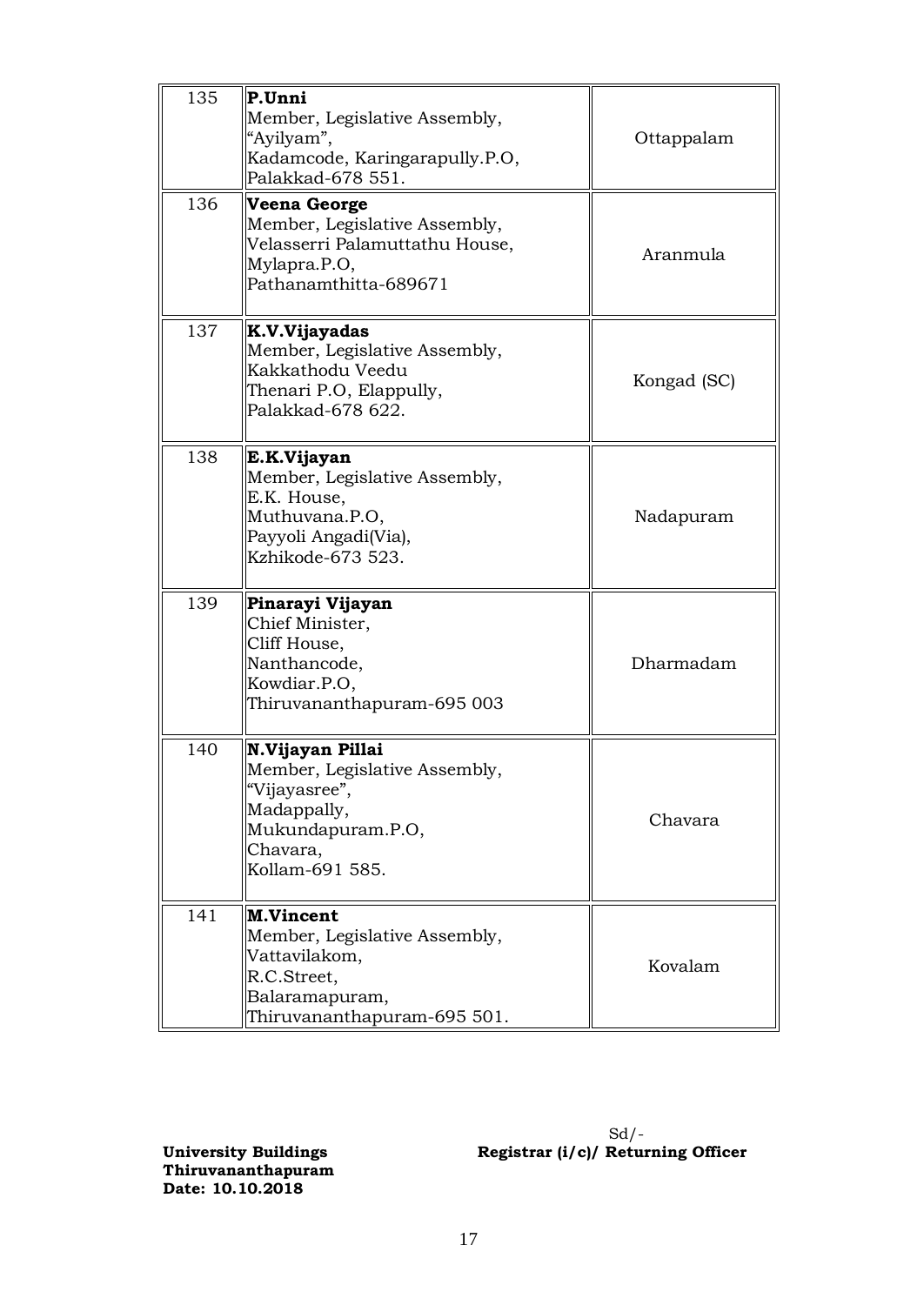| | | |
|---|---|---|
| 135 | **P.Unni**<br>Member, Legislative Assembly,<br>"Ayilyam",<br>Kadamcode, Karingarapully.P.O,<br>Palakkad-678 551. | Ottappalam |
| 136 | **Veena George**<br>Member, Legislative Assembly,<br>Velasserri Palamuttathu House,<br>Mylapra.P.O,<br>Pathanamthitta-689671 | Aranmula |
| 137 | **K.V.Vijayadas**<br>Member, Legislative Assembly,<br>Kakkathodu Veedu<br>Thenari P.O, Elappully,<br>Palakkad-678 622. | Kongad (SC) |
| 138 | **E.K.Vijayan**<br>Member, Legislative Assembly,<br>E.K. House,<br>Muthuvana.P.O,<br>Payyoli Angadi(Via),<br>Kzhikode-673 523. | Nadapuram |
| 139 | **Pinarayi Vijayan**<br>Chief Minister,<br>Cliff House,<br>Nanthancode,<br>Kowdiar.P.O,<br>Thiruvananthapuram-695 003 | Dharmadam |
| 140 | **N.Vijayan Pillai**<br>Member, Legislative Assembly,<br>"Vijayasree",<br>Madappally,<br>Mukundapuram.P.O,<br>Chavara,<br>Kollam-691 585. | Chavara |
| 141 | **M.Vincent**<br>Member, Legislative Assembly,<br>Vattavilakom,<br>R.C.Street,<br>Balaramapuram,<br>Thiruvananthapuram-695 501. | Kovalam |

Sd/-
**Registrar (i/c)/ Returning Officer**

**University Buildings**
**Thiruvananthapuram**
**Date: 10.10.2018**